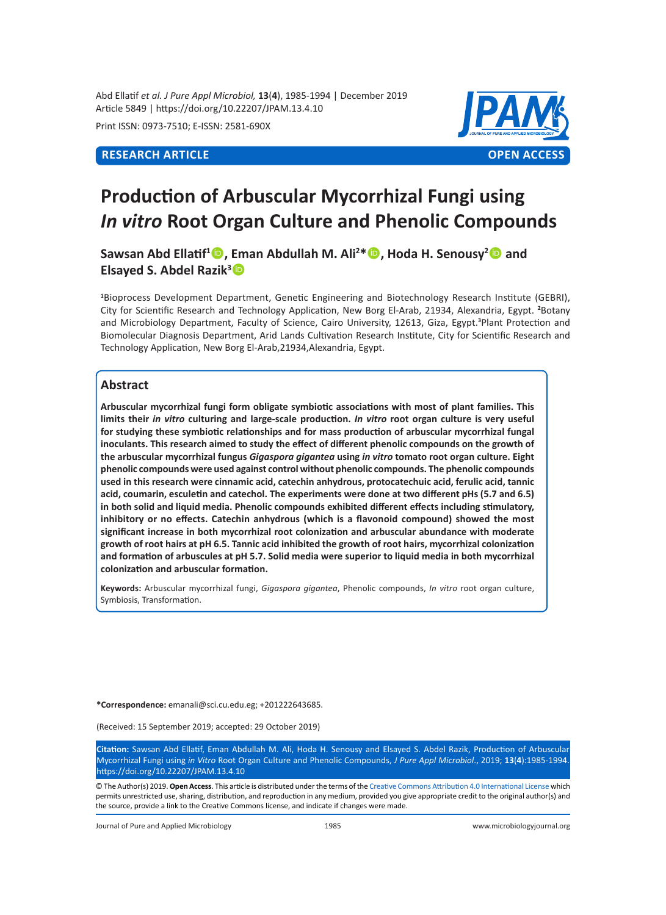Abd Ellatif *et al. J Pure Appl Microbiol,* **13**(**4**), 1985-1994 | December 2019
Article 5849 | https://doi.org/10.22207/JPAM.13.4.10

Print ISSN: 0973-7510; E-ISSN: 2581-690X

**RESEARCH ARTICLE** **OPEN ACCESS**

# Production of Arbuscular Mycorrhizal Fungi using *In vitro* Root Organ Culture and Phenolic Compounds

**Sawsan Abd Ellatif[1], Eman Abdullah M. Ali[2]*, Hoda H. Senousy[2] and Elsayed S. Abdel Razik[3]**

[1]Bioprocess Development Department, Genetic Engineering and Biotechnology Research Institute (GEBRI), City for Scientific Research and Technology Application, New Borg El-Arab, 21934, Alexandria, Egypt. [2]Botany and Microbiology Department, Faculty of Science, Cairo University, 12613, Giza, Egypt. [3]Plant Protection and Biomolecular Diagnosis Department, Arid Lands Cultivation Research Institute, City for Scientific Research and Technology Application, New Borg El-Arab,21934,Alexandria, Egypt.

## Abstract

**Arbuscular mycorrhizal fungi form obligate symbiotic associations with most of plant families. This limits their *in vitro* culturing and large-scale production. *In vitro* root organ culture is very useful for studying these symbiotic relationships and for mass production of arbuscular mycorrhizal fungal inoculants. This research aimed to study the effect of different phenolic compounds on the growth of the arbuscular mycorrhizal fungus *Gigaspora gigantea* using *in vitro* tomato root organ culture. Eight phenolic compounds were used against control without phenolic compounds. The phenolic compounds used in this research were cinnamic acid, catechin anhydrous, protocatechuic acid, ferulic acid, tannic acid, coumarin, esculetin and catechol. The experiments were done at two different pHs (5.7 and 6.5) in both solid and liquid media. Phenolic compounds exhibited different effects including stimulatory, inhibitory or no effects. Catechin anhydrous (which is a flavonoid compound) showed the most significant increase in both mycorrhizal root colonization and arbuscular abundance with moderate growth of root hairs at pH 6.5. Tannic acid inhibited the growth of root hairs, mycorrhizal colonization and formation of arbuscules at pH 5.7. Solid media were superior to liquid media in both mycorrhizal colonization and arbuscular formation.**

**Keywords:** Arbuscular mycorrhizal fungi, *Gigaspora gigantea*, Phenolic compounds, *In vitro* root organ culture, Symbiosis, Transformation.

***Correspondence:** emanali@sci.cu.edu.eg; +201222643685.

(Received: 15 September 2019; accepted: 29 October 2019)

**Citation:** Sawsan Abd Ellatif, Eman Abdullah M. Ali, Hoda H. Senousy and Elsayed S. Abdel Razik, Production of Arbuscular Mycorrhizal Fungi using *in Vitro* Root Organ Culture and Phenolic Compounds, *J Pure Appl Microbiol*., 2019; **13**(**4**):1985-1994. https://doi.org/10.22207/JPAM.13.4.10

© The Author(s) 2019. **Open Access**. This article is distributed under the terms of the Creative Commons Attribution 4.0 International License which permits unrestricted use, sharing, distribution, and reproduction in any medium, provided you give appropriate credit to the original author(s) and the source, provide a link to the Creative Commons license, and indicate if changes were made.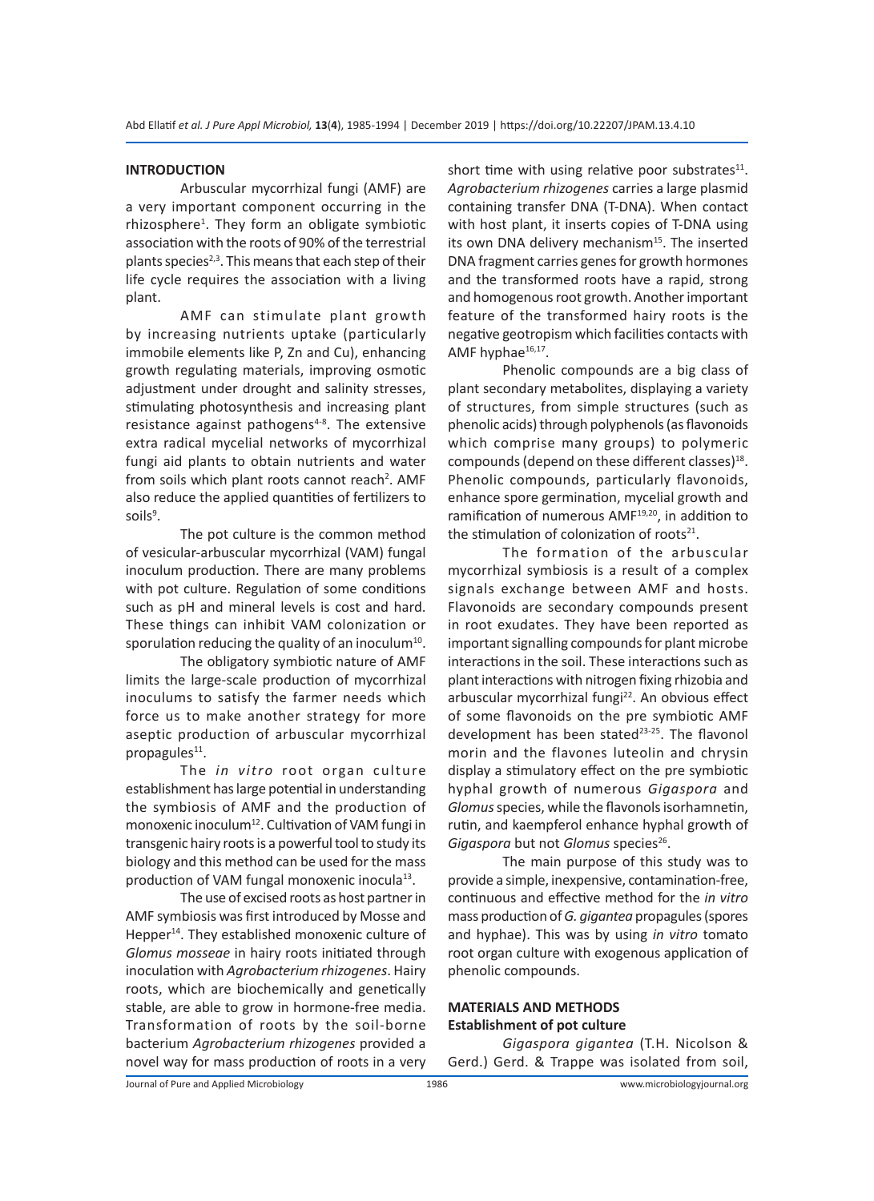## INTRODUCTION

Arbuscular mycorrhizal fungi (AMF) are a very important component occurring in the rhizosphere[1]. They form an obligate symbiotic association with the roots of 90% of the terrestrial plants species[2,3]. This means that each step of their life cycle requires the association with a living plant.

AMF can stimulate plant growth by increasing nutrients uptake (particularly immobile elements like P, Zn and Cu), enhancing growth regulating materials, improving osmotic adjustment under drought and salinity stresses, stimulating photosynthesis and increasing plant resistance against pathogens[4-8]. The extensive extra radical mycelial networks of mycorrhizal fungi aid plants to obtain nutrients and water from soils which plant roots cannot reach[2]. AMF also reduce the applied quantities of fertilizers to soils[9].

The pot culture is the common method of vesicular-arbuscular mycorrhizal (VAM) fungal inoculum production. There are many problems with pot culture. Regulation of some conditions such as pH and mineral levels is cost and hard. These things can inhibit VAM colonization or sporulation reducing the quality of an inoculum[10].

The obligatory symbiotic nature of AMF limits the large-scale production of mycorrhizal inoculums to satisfy the farmer needs which force us to make another strategy for more aseptic production of arbuscular mycorrhizal propagules[11].

The *in vitro* root organ culture establishment has large potential in understanding the symbiosis of AMF and the production of monoxenic inoculum[12]. Cultivation of VAM fungi in transgenic hairy roots is a powerful tool to study its biology and this method can be used for the mass production of VAM fungal monoxenic inocula[13].

The use of excised roots as host partner in AMF symbiosis was first introduced by Mosse and Hepper[14]. They established monoxenic culture of *Glomus mosseae* in hairy roots initiated through inoculation with *Agrobacterium rhizogenes*. Hairy roots, which are biochemically and genetically stable, are able to grow in hormone-free media. Transformation of roots by the soil-borne bacterium *Agrobacterium rhizogenes* provided a novel way for mass production of roots in a very short time with using relative poor substrates[11]. *Agrobacterium rhizogenes* carries a large plasmid containing transfer DNA (T-DNA). When contact with host plant, it inserts copies of T-DNA using its own DNA delivery mechanism[15]. The inserted DNA fragment carries genes for growth hormones and the transformed roots have a rapid, strong and homogenous root growth. Another important feature of the transformed hairy roots is the negative geotropism which facilities contacts with AMF hyphae[16,17].

Phenolic compounds are a big class of plant secondary metabolites, displaying a variety of structures, from simple structures (such as phenolic acids) through polyphenols (as flavonoids which comprise many groups) to polymeric compounds (depend on these different classes)[18]. Phenolic compounds, particularly flavonoids, enhance spore germination, mycelial growth and ramification of numerous AMF[19,20], in addition to the stimulation of colonization of roots[21].

The formation of the arbuscular mycorrhizal symbiosis is a result of a complex signals exchange between AMF and hosts. Flavonoids are secondary compounds present in root exudates. They have been reported as important signalling compounds for plant microbe interactions in the soil. These interactions such as plant interactions with nitrogen fixing rhizobia and arbuscular mycorrhizal fungi[22]. An obvious effect of some flavonoids on the pre symbiotic AMF development has been stated[23-25]. The flavonol morin and the flavones luteolin and chrysin display a stimulatory effect on the pre symbiotic hyphal growth of numerous *Gigaspora* and *Glomus* species, while the flavonols isorhamnetin, rutin, and kaempferol enhance hyphal growth of *Gigaspora* but not *Glomus* species[26].

The main purpose of this study was to provide a simple, inexpensive, contamination-free, continuous and effective method for the *in vitro* mass production of *G. gigantea* propagules (spores and hyphae). This was by using *in vitro* tomato root organ culture with exogenous application of phenolic compounds.

## MATERIALS AND METHODS

### Establishment of pot culture

*Gigaspora gigantea* (T.H. Nicolson & Gerd.) Gerd. & Trappe was isolated from soil,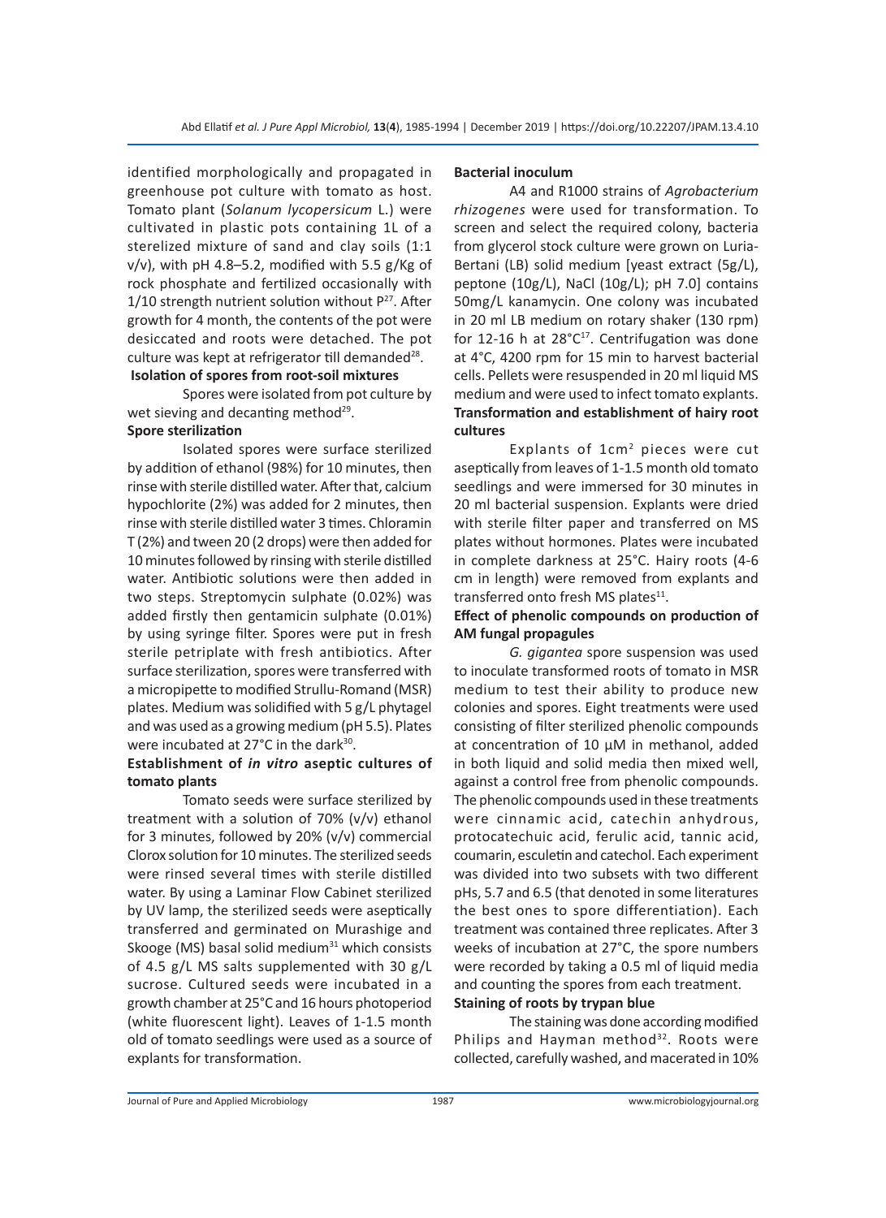identified morphologically and propagated in greenhouse pot culture with tomato as host. Tomato plant (*Solanum lycopersicum* L.) were cultivated in plastic pots containing 1L of a sterelized mixture of sand and clay soils (1:1 v/v), with pH 4.8–5.2, modified with 5.5 g/Kg of rock phosphate and fertilized occasionally with 1/10 strength nutrient solution without P[27]. After growth for 4 month, the contents of the pot were desiccated and roots were detached. The pot culture was kept at refrigerator till demanded[28].

**Isolation of spores from root-soil mixtures**

Spores were isolated from pot culture by wet sieving and decanting method[29].

**Spore sterilization**

Isolated spores were surface sterilized by addition of ethanol (98%) for 10 minutes, then rinse with sterile distilled water. After that, calcium hypochlorite (2%) was added for 2 minutes, then rinse with sterile distilled water 3 times. Chloramin T (2%) and tween 20 (2 drops) were then added for 10 minutes followed by rinsing with sterile distilled water. Antibiotic solutions were then added in two steps. Streptomycin sulphate (0.02%) was added firstly then gentamicin sulphate (0.01%) by using syringe filter. Spores were put in fresh sterile petriplate with fresh antibiotics. After surface sterilization, spores were transferred with a micropipette to modified Strullu-Romand (MSR) plates. Medium was solidified with 5 g/L phytagel and was used as a growing medium (pH 5.5). Plates were incubated at 27°C in the dark[30].

**Establishment of *in vitro* aseptic cultures of tomato plants**

Tomato seeds were surface sterilized by treatment with a solution of 70% (v/v) ethanol for 3 minutes, followed by 20% (v/v) commercial Clorox solution for 10 minutes. The sterilized seeds were rinsed several times with sterile distilled water. By using a Laminar Flow Cabinet sterilized by UV lamp, the sterilized seeds were aseptically transferred and germinated on Murashige and Skooge (MS) basal solid medium[31] which consists of 4.5 g/L MS salts supplemented with 30 g/L sucrose. Cultured seeds were incubated in a growth chamber at 25°C and 16 hours photoperiod (white fluorescent light). Leaves of 1-1.5 month old of tomato seedlings were used as a source of explants for transformation.

**Bacterial inoculum**

A4 and R1000 strains of *Agrobacterium rhizogenes* were used for transformation. To screen and select the required colony, bacteria from glycerol stock culture were grown on Luria-Bertani (LB) solid medium [yeast extract (5g/L), peptone (10g/L), NaCl (10g/L); pH 7.0] contains 50mg/L kanamycin. One colony was incubated in 20 ml LB medium on rotary shaker (130 rpm) for 12-16 h at 28°C[17]. Centrifugation was done at 4°C, 4200 rpm for 15 min to harvest bacterial cells. Pellets were resuspended in 20 ml liquid MS medium and were used to infect tomato explants.

**Transformation and establishment of hairy root cultures**

Explants of 1cm$^2$ pieces were cut aseptically from leaves of 1-1.5 month old tomato seedlings and were immersed for 30 minutes in 20 ml bacterial suspension. Explants were dried with sterile filter paper and transferred on MS plates without hormones. Plates were incubated in complete darkness at 25°C. Hairy roots (4-6 cm in length) were removed from explants and transferred onto fresh MS plates[11].

**Effect of phenolic compounds on production of AM fungal propagules**

*G. gigantea* spore suspension was used to inoculate transformed roots of tomato in MSR medium to test their ability to produce new colonies and spores. Eight treatments were used consisting of filter sterilized phenolic compounds at concentration of 10 µM in methanol, added in both liquid and solid media then mixed well, against a control free from phenolic compounds. The phenolic compounds used in these treatments were cinnamic acid, catechin anhydrous, protocatechuic acid, ferulic acid, tannic acid, coumarin, esculetin and catechol. Each experiment was divided into two subsets with two different pHs, 5.7 and 6.5 (that denoted in some literatures the best ones to spore differentiation). Each treatment was contained three replicates. After 3 weeks of incubation at 27°C, the spore numbers were recorded by taking a 0.5 ml of liquid media and counting the spores from each treatment.

**Staining of roots by trypan blue**

The staining was done according modified Philips and Hayman method[32]. Roots were collected, carefully washed, and macerated in 10%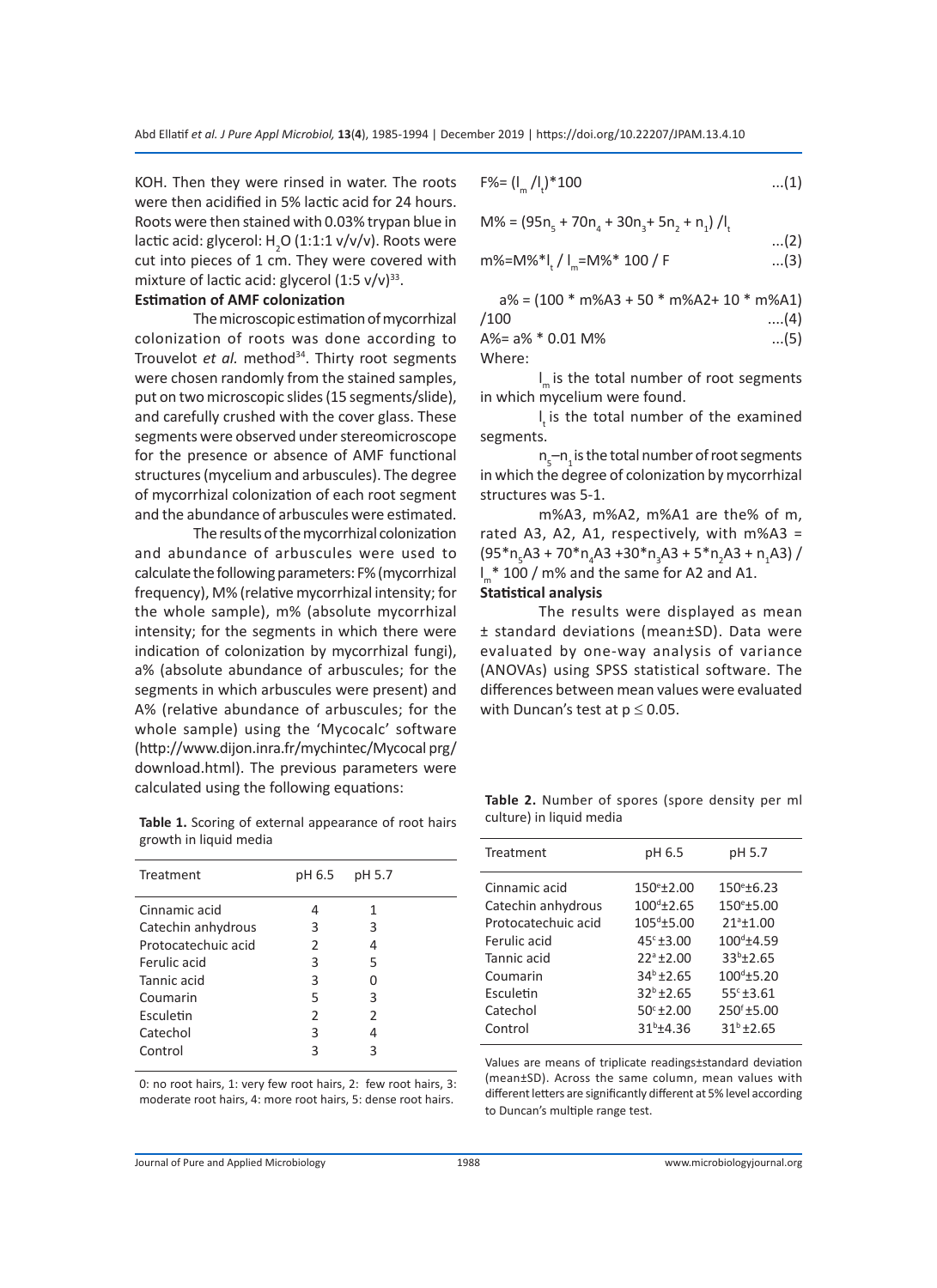KOH. Then they were rinsed in water. The roots were then acidified in 5% lactic acid for 24 hours. Roots were then stained with 0.03% trypan blue in lactic acid: glycerol: $H_2O$ (1:1:1 v/v/v). Roots were cut into pieces of 1 cm. They were covered with mixture of lactic acid: glycerol (1:5 v/v)[33].

**Estimation of AMF colonization**

The microscopic estimation of mycorrhizal colonization of roots was done according to Trouvelot *et al.* method[34]. Thirty root segments were chosen randomly from the stained samples, put on two microscopic slides (15 segments/slide), and carefully crushed with the cover glass. These segments were observed under stereomicroscope for the presence or absence of AMF functional structures (mycelium and arbuscules). The degree of mycorrhizal colonization of each root segment and the abundance of arbuscules were estimated.

The results of the mycorrhizal colonization and abundance of arbuscules were used to calculate the following parameters: F% (mycorrhizal frequency), M% (relative mycorrhizal intensity; for the whole sample), m% (absolute mycorrhizal intensity; for the segments in which there were indication of colonization by mycorrhizal fungi), a% (absolute abundance of arbuscules; for the segments in which arbuscules were present) and A% (relative abundance of arbuscules; for the whole sample) using the 'Mycocalc' software (http://www.dijon.inra.fr/mychintec/Mycocal prg/download.html). The previous parameters were calculated using the following equations:

$$F\% = (I_m / I_t) * 100 \quad ...(1)$$

$$M\% = (95n_5 + 70n_4 + 30n_3 + 5n_2 + n_1) / I_t \quad ...(2)$$

$$m\% = M\% * I_t / I_m = M\% * 100 / F \quad ...(3)$$

$$a\% = (100 * m\%A3 + 50 * m\%A2 + 10 * m\%A1) / 100 \quad ....(4)$$

$$A\% = a\% * 0.01\ M\% \quad ...(5)$$

Where:

$I_m$ is the total number of root segments in which mycelium were found.

$I_t$ is the total number of the examined segments.

$n_5$–$n_1$ is the total number of root segments in which the degree of colonization by mycorrhizal structures was 5-1.

m%A3, m%A2, m%A1 are the% of m, rated A3, A2, A1, respectively, with $m\%A3 = (95*n_5A3 + 70*n_4A3 + 30*n_3A3 + 5*n_2A3 + n_1A3) / I_m * 100 / m\%$ and the same for A2 and A1.

**Statistical analysis**

The results were displayed as mean ± standard deviations (mean±SD). Data were evaluated by one-way analysis of variance (ANOVAs) using SPSS statistical software. The differences between mean values were evaluated with Duncan's test at $p \leq 0.05$.

**Table 1.** Scoring of external appearance of root hairs growth in liquid media

| Treatment | pH 6.5 | pH 5.7 |
|---|---|---|
| Cinnamic acid | 4 | 1 |
| Catechin anhydrous | 3 | 3 |
| Protocatechuic acid | 2 | 4 |
| Ferulic acid | 3 | 5 |
| Tannic acid | 3 | 0 |
| Coumarin | 5 | 3 |
| Esculetin | 2 | 2 |
| Catechol | 3 | 4 |
| Control | 3 | 3 |

0: no root hairs, 1: very few root hairs, 2: few root hairs, 3: moderate root hairs, 4: more root hairs, 5: dense root hairs.

**Table 2.** Number of spores (spore density per ml culture) in liquid media

| Treatment | pH 6.5 | pH 5.7 |
|---|---|---|
| Cinnamic acid | $150^{e}$±2.00 | $150^{e}$±6.23 |
| Catechin anhydrous | $100^{d}$±2.65 | $150^{e}$±5.00 |
| Protocatechuic acid | $105^{d}$±5.00 | $21^{a}$±1.00 |
| Ferulic acid | $45^{c}$±3.00 | $100^{d}$±4.59 |
| Tannic acid | $22^{a}$±2.00 | $33^{b}$±2.65 |
| Coumarin | $34^{b}$±2.65 | $100^{d}$±5.20 |
| Esculetin | $32^{b}$±2.65 | $55^{c}$±3.61 |
| Catechol | $50^{c}$±2.00 | $250^{f}$±5.00 |
| Control | $31^{b}$±4.36 | $31^{b}$±2.65 |

Values are means of triplicate readings±standard deviation (mean±SD). Across the same column, mean values with different letters are significantly different at 5% level according to Duncan's multiple range test.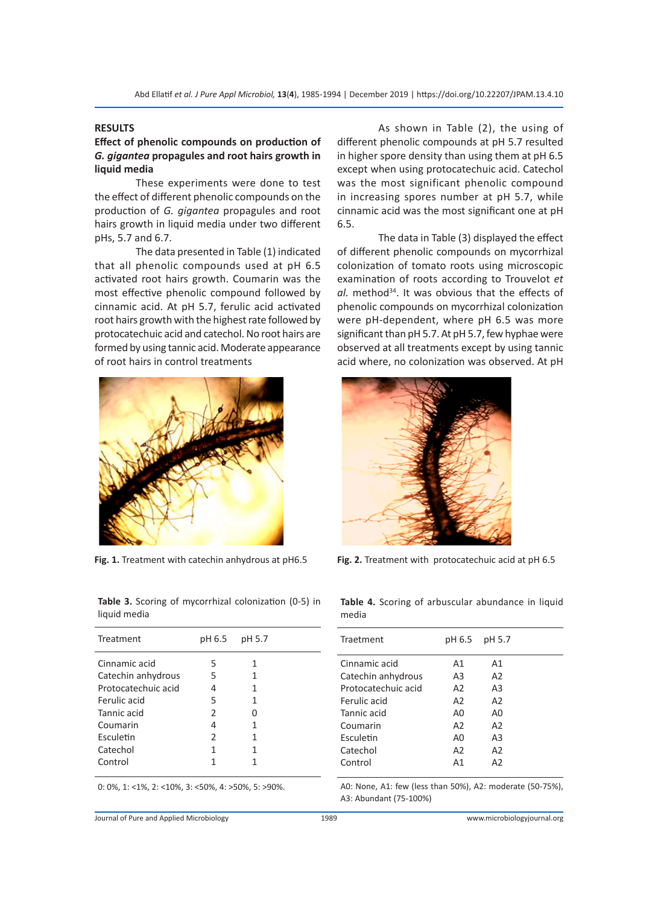## RESULTS

### Effect of phenolic compounds on production of *G. gigantea* propagules and root hairs growth in liquid media

These experiments were done to test the effect of different phenolic compounds on the production of *G. gigantea* propagules and root hairs growth in liquid media under two different pHs, 5.7 and 6.7.

The data presented in Table (1) indicated that all phenolic compounds used at pH 6.5 activated root hairs growth. Coumarin was the most effective phenolic compound followed by cinnamic acid. At pH 5.7, ferulic acid activated root hairs growth with the highest rate followed by protocatechuic acid and catechol. No root hairs are formed by using tannic acid. Moderate appearance of root hairs in control treatments

As shown in Table (2), the using of different phenolic compounds at pH 5.7 resulted in higher spore density than using them at pH 6.5 except when using protocatechuic acid. Catechol was the most significant phenolic compound in increasing spores number at pH 5.7, while cinnamic acid was the most significant one at pH 6.5.

The data in Table (3) displayed the effect of different phenolic compounds on mycorrhizal colonization of tomato roots using microscopic examination of roots according to Trouvelot *et al.* method[34]. It was obvious that the effects of phenolic compounds on mycorrhizal colonization were pH-dependent, where pH 6.5 was more significant than pH 5.7. At pH 5.7, few hyphae were observed at all treatments except by using tannic acid where, no colonization was observed. At pH

**Fig. 1.** Treatment with catechin anhydrous at pH6.5

**Fig. 2.** Treatment with protocatechuic acid at pH 6.5

**Table 3.** Scoring of mycorrhizal colonization (0-5) in liquid media

| Treatment | pH 6.5 | pH 5.7 |
|---|---|---|
| Cinnamic acid | 5 | 1 |
| Catechin anhydrous | 5 | 1 |
| Protocatechuic acid | 4 | 1 |
| Ferulic acid | 5 | 1 |
| Tannic acid | 2 | 0 |
| Coumarin | 4 | 1 |
| Esculetin | 2 | 1 |
| Catechol | 1 | 1 |
| Control | 1 | 1 |

0: 0%, 1: <1%, 2: <10%, 3: <50%, 4: >50%, 5: >90%.

**Table 4.** Scoring of arbuscular abundance in liquid media

| Traetment | pH 6.5 | pH 5.7 |
|---|---|---|
| Cinnamic acid | A1 | A1 |
| Catechin anhydrous | A3 | A2 |
| Protocatechuic acid | A2 | A3 |
| Ferulic acid | A2 | A2 |
| Tannic acid | A0 | A0 |
| Coumarin | A2 | A2 |
| Esculetin | A0 | A3 |
| Catechol | A2 | A2 |
| Control | A1 | A2 |

A0: None, A1: few (less than 50%), A2: moderate (50-75%), A3: Abundant (75-100%)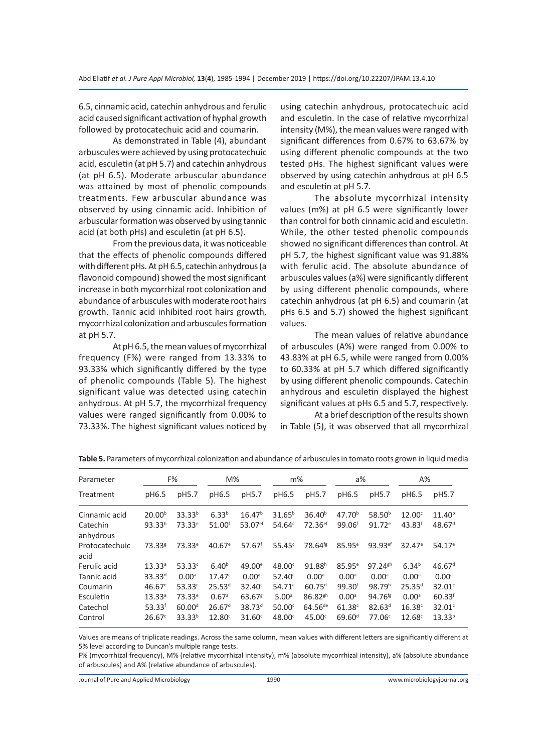6.5, cinnamic acid, catechin anhydrous and ferulic acid caused significant activation of hyphal growth followed by protocatechuic acid and coumarin.

As demonstrated in Table (4), abundant arbuscules were achieved by using protocatechuic acid, esculetin (at pH 5.7) and catechin anhydrous (at pH 6.5). Moderate arbuscular abundance was attained by most of phenolic compounds treatments. Few arbuscular abundance was observed by using cinnamic acid. Inhibition of arbuscular formation was observed by using tannic acid (at both pHs) and esculetin (at pH 6.5).

From the previous data, it was noticeable that the effects of phenolic compounds differed with different pHs. At pH 6.5, catechin anhydrous (a flavonoid compound) showed the most significant increase in both mycorrhizal root colonization and abundance of arbuscules with moderate root hairs growth. Tannic acid inhibited root hairs growth, mycorrhizal colonization and arbuscules formation at pH 5.7.

At pH 6.5, the mean values of mycorrhizal frequency (F%) were ranged from 13.33% to 93.33% which significantly differed by the type of phenolic compounds (Table 5). The highest significant value was detected using catechin anhydrous. At pH 5.7, the mycorrhizal frequency values were ranged significantly from 0.00% to 73.33%. The highest significant values noticed by using catechin anhydrous, protocatechuic acid and esculetin. In the case of relative mycorrhizal intensity (M%), the mean values were ranged with significant differences from 0.67% to 63.67% by using different phenolic compounds at the two tested pHs. The highest significant values were observed by using catechin anhydrous at pH 6.5 and esculetin at pH 5.7.

The absolute mycorrhizal intensity values (m%) at pH 6.5 were significantly lower than control for both cinnamic acid and esculetin. While, the other tested phenolic compounds showed no significant differences than control. At pH 5.7, the highest significant value was 91.88% with ferulic acid. The absolute abundance of arbuscules values (a%) were significantly different by using different phenolic compounds, where catechin anhydrous (at pH 6.5) and coumarin (at pHs 6.5 and 5.7) showed the highest significant values.

The mean values of relative abundance of arbuscules (A%) were ranged from 0.00% to 43.83% at pH 6.5, while were ranged from 0.00% to 60.33% at pH 5.7 which differed significantly by using different phenolic compounds. Catechin anhydrous and esculetin displayed the highest significant values at pHs 6.5 and 5.7, respectively.

At a brief description of the results shown in Table (5), it was observed that all mycorrhizal

**Table 5.** Parameters of mycorrhizal colonization and abundance of arbuscules in tomato roots grown in liquid media

| Parameter | F% | | M% | | m% | | a% | | A% | |
|---|---|---|---|---|---|---|---|---|---|---|
| Treatment | pH6.5 | pH5.7 | pH6.5 | pH5.7 | pH6.5 | pH5.7 | pH6.5 | pH5.7 | pH6.5 | pH5.7 |
| Cinnamic acid | 20.00[b] | 33.33[b] | 6.33[b] | 16.47[b] | 31.65[b] | 36.40[b] | 47.70[b] | 58.50[b] | 12.00[c] | 11.40[b] |
| Catechin anhydrous | 93.33[h] | 73.33[e] | 51.00[f] | 53.07[ef] | 54.64[c] | 72.36[ef] | 99.06[f] | 91.72[e] | 43.83[f] | 48.67[d] |
| Protocatechuic acid | 73.33[g] | 73.33[e] | 40.67[e] | 57.67[f] | 55.45[c] | 78.64[fg] | 85.95[e] | 93.93[ef] | 32.47[e] | 54.17[e] |
| Ferulic acid | 13.33[a] | 53.33[c] | 6.40[b] | 49.00[e] | 48.00[c] | 91.88[h] | 85.95[e] | 97.24[gh] | 6.34[b] | 46.67[d] |
| Tannic acid | 33.33[d] | 0.00[a] | 17.47[c] | 0.00[a] | 52.40[c] | 0.00[a] | 0.00[a] | 0.00[a] | 0.00[a] | 0.00[a] |
| Coumarin | 46.67[e] | 53.33[c] | 25.53[d] | 32.40[c] | 54.71[c] | 60.75[d] | 99.30[f] | 98.79[h] | 25.35[d] | 32.01[c] |
| Esculetin | 13.33[a] | 73.33[e] | 0.67[a] | 63.67[g] | 5.00[a] | 86.82[gh] | 0.00[a] | 94.76[fg] | 0.00[a] | 60.33[f] |
| Catechol | 53.33[f] | 60.00[d] | 26.67[d] | 38.73[d] | 50.00[c] | 64.56[de] | 61.38[c] | 82.63[d] | 16.38[c] | 32.01[c] |
| Control | 26.67[c] | 33.33[b] | 12.80[c] | 31.60[c] | 48.00[c] | 45.00[c] | 69.60[d] | 77.06[c] | 12.68[c] | 13.33[b] |

Values are means of triplicate readings. Across the same column, mean values with different letters are significantly different at 5% level according to Duncan's multiple range tests.

F% (mycorrhizal frequency), M% (relative mycorrhizal intensity), m% (absolute mycorrhizal intensity), a% (absolute abundance of arbuscules) and A% (relative abundance of arbuscules).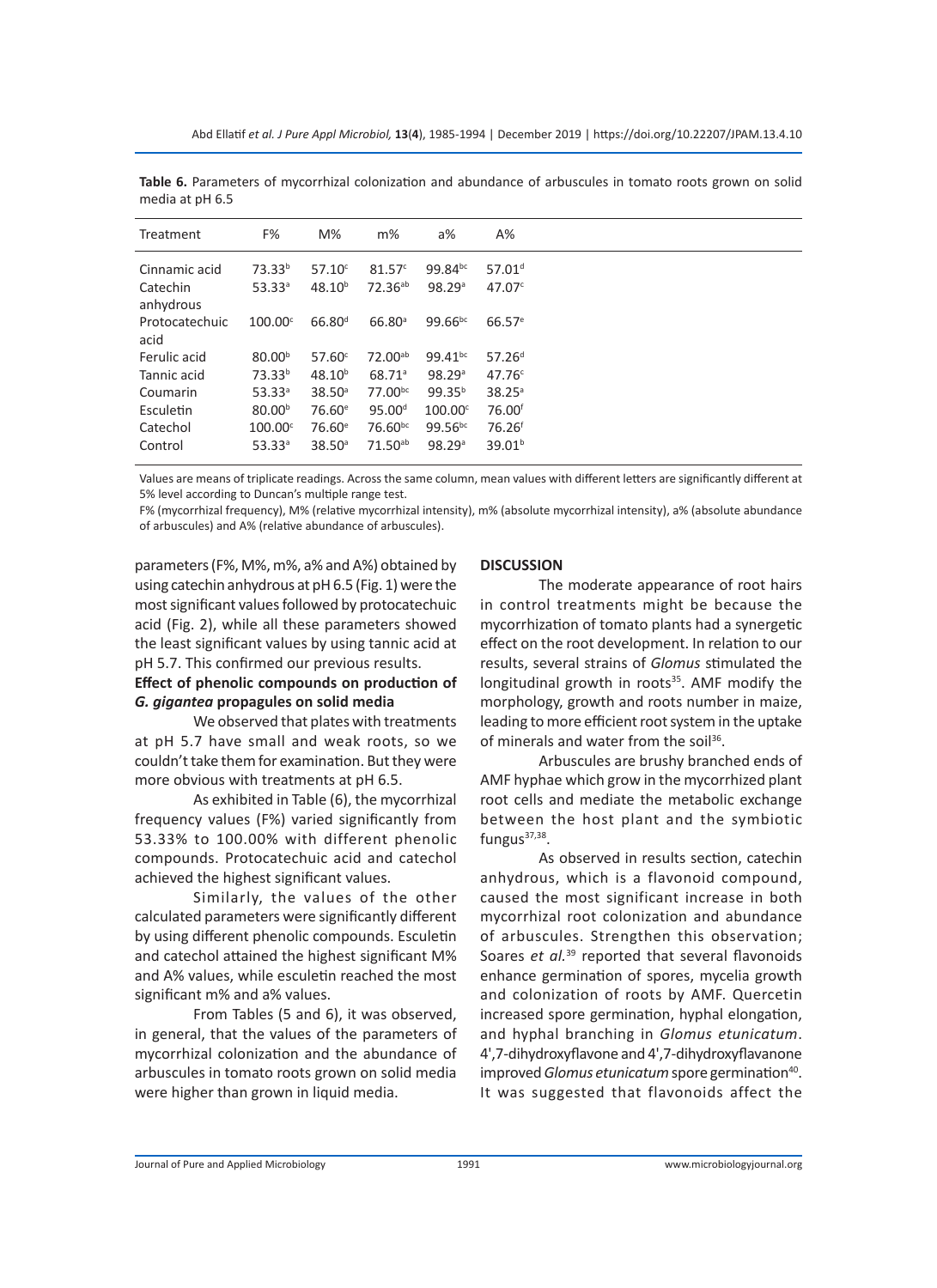**Table 6.** Parameters of mycorrhizal colonization and abundance of arbuscules in tomato roots grown on solid media at pH 6.5

| Treatment | F% | M% | m% | a% | A% |
|---|---|---|---|---|---|
| Cinnamic acid | 73.33[b] | 57.10[c] | 81.57[c] | 99.84[bc] | 57.01[d] |
| Catechin anhydrous | 53.33[a] | 48.10[b] | 72.36[ab] | 98.29[a] | 47.07[c] |
| Protocatechuic acid | 100.00[c] | 66.80[d] | 66.80[a] | 99.66[bc] | 66.57[e] |
| Ferulic acid | 80.00[b] | 57.60[c] | 72.00[ab] | 99.41[bc] | 57.26[d] |
| Tannic acid | 73.33[b] | 48.10[b] | 68.71[a] | 98.29[a] | 47.76[c] |
| Coumarin | 53.33[a] | 38.50[a] | 77.00[bc] | 99.35[b] | 38.25[a] |
| Esculetin | 80.00[b] | 76.60[e] | 95.00[d] | 100.00[c] | 76.00[f] |
| Catechol | 100.00[c] | 76.60[e] | 76.60[bc] | 99.56[bc] | 76.26[f] |
| Control | 53.33[a] | 38.50[a] | 71.50[ab] | 98.29[a] | 39.01[b] |

Values are means of triplicate readings. Across the same column, mean values with different letters are significantly different at 5% level according to Duncan's multiple range test.

F% (mycorrhizal frequency), M% (relative mycorrhizal intensity), m% (absolute mycorrhizal intensity), a% (absolute abundance of arbuscules) and A% (relative abundance of arbuscules).

parameters (F%, M%, m%, a% and A%) obtained by using catechin anhydrous at pH 6.5 (Fig. 1) were the most significant values followed by protocatechuic acid (Fig. 2), while all these parameters showed the least significant values by using tannic acid at pH 5.7. This confirmed our previous results.

**Effect of phenolic compounds on production of *G. gigantea* propagules on solid media**

We observed that plates with treatments at pH 5.7 have small and weak roots, so we couldn't take them for examination. But they were more obvious with treatments at pH 6.5.

As exhibited in Table (6), the mycorrhizal frequency values (F%) varied significantly from 53.33% to 100.00% with different phenolic compounds. Protocatechuic acid and catechol achieved the highest significant values.

Similarly, the values of the other calculated parameters were significantly different by using different phenolic compounds. Esculetin and catechol attained the highest significant M% and A% values, while esculetin reached the most significant m% and a% values.

From Tables (5 and 6), it was observed, in general, that the values of the parameters of mycorrhizal colonization and the abundance of arbuscules in tomato roots grown on solid media were higher than grown in liquid media.

## DISCUSSION

The moderate appearance of root hairs in control treatments might be because the mycorrhization of tomato plants had a synergetic effect on the root development. In relation to our results, several strains of *Glomus* stimulated the longitudinal growth in roots[35]. AMF modify the morphology, growth and roots number in maize, leading to more efficient root system in the uptake of minerals and water from the soil[36].

Arbuscules are brushy branched ends of AMF hyphae which grow in the mycorrhized plant root cells and mediate the metabolic exchange between the host plant and the symbiotic fungus[37,38].

As observed in results section, catechin anhydrous, which is a flavonoid compound, caused the most significant increase in both mycorrhizal root colonization and abundance of arbuscules. Strengthen this observation; Soares *et al.*[39] reported that several flavonoids enhance germination of spores, mycelia growth and colonization of roots by AMF. Quercetin increased spore germination, hyphal elongation, and hyphal branching in *Glomus etunicatum*. 4',7-dihydroxyflavone and 4',7-dihydroxyflavanone improved *Glomus etunicatum* spore germination[40]. It was suggested that flavonoids affect the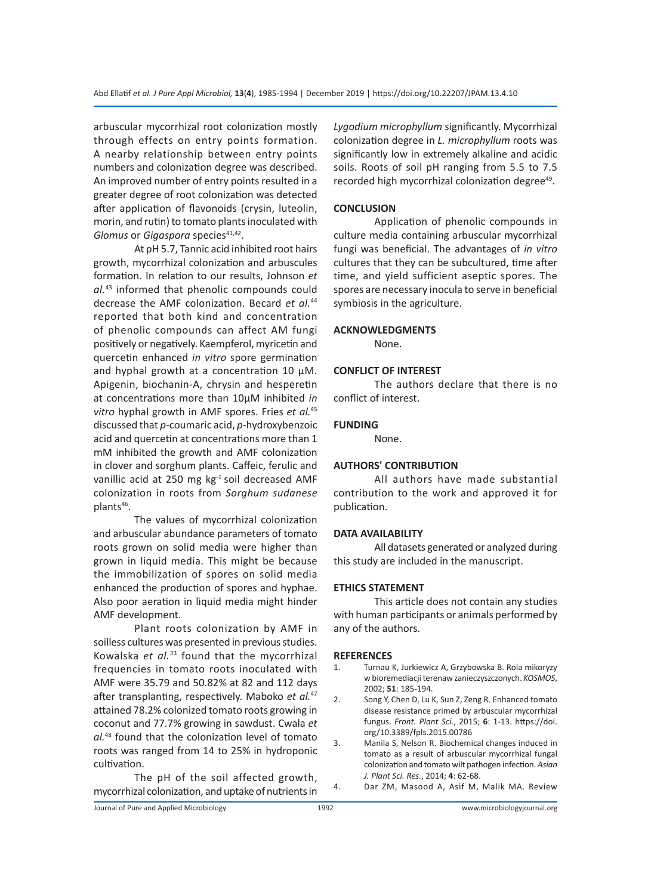arbuscular mycorrhizal root colonization mostly through effects on entry points formation. A nearby relationship between entry points numbers and colonization degree was described. An improved number of entry points resulted in a greater degree of root colonization was detected after application of flavonoids (crysin, luteolin, morin, and rutin) to tomato plants inoculated with *Glomus* or *Gigaspora* species[41,42].

At pH 5.7, Tannic acid inhibited root hairs growth, mycorrhizal colonization and arbuscules formation. In relation to our results, Johnson *et al.*[43] informed that phenolic compounds could decrease the AMF colonization. Becard *et al.*[44] reported that both kind and concentration of phenolic compounds can affect AM fungi positively or negatively. Kaempferol, myricetin and quercetin enhanced *in vitro* spore germination and hyphal growth at a concentration 10 µM. Apigenin, biochanin-A, chrysin and hesperetin at concentrations more than 10µM inhibited *in vitro* hyphal growth in AMF spores. Fries *et al.*[45] discussed that *p*-coumaric acid, *p*-hydroxybenzoic acid and quercetin at concentrations more than 1 mM inhibited the growth and AMF colonization in clover and sorghum plants. Caffeic, ferulic and vanillic acid at 250 mg $kg^{-1}$ soil decreased AMF colonization in roots from *Sorghum sudanese* plants[46].

The values of mycorrhizal colonization and arbuscular abundance parameters of tomato roots grown on solid media were higher than grown in liquid media. This might be because the immobilization of spores on solid media enhanced the production of spores and hyphae. Also poor aeration in liquid media might hinder AMF development.

Plant roots colonization by AMF in soilless cultures was presented in previous studies. Kowalska *et al.*[33] found that the mycorrhizal frequencies in tomato roots inoculated with AMF were 35.79 and 50.82% at 82 and 112 days after transplanting, respectively. Maboko *et al.*[47] attained 78.2% colonized tomato roots growing in coconut and 77.7% growing in sawdust. Cwala *et al.*[48] found that the colonization level of tomato roots was ranged from 14 to 25% in hydroponic cultivation.

The pH of the soil affected growth, mycorrhizal colonization, and uptake of nutrients in *Lygodium microphyllum* significantly. Mycorrhizal colonization degree in *L. microphyllum* roots was significantly low in extremely alkaline and acidic soils. Roots of soil pH ranging from 5.5 to 7.5 recorded high mycorrhizal colonization degree[49].

## CONCLUSION

Application of phenolic compounds in culture media containing arbuscular mycorrhizal fungi was beneficial. The advantages of *in vitro* cultures that they can be subcultured, time after time, and yield sufficient aseptic spores. The spores are necessary inocula to serve in beneficial symbiosis in the agriculture.

## ACKNOWLEDGMENTS

None.

## CONFLICT OF INTEREST

The authors declare that there is no conflict of interest.

## FUNDING

None.

## AUTHORS' CONTRIBUTION

All authors have made substantial contribution to the work and approved it for publication.

## DATA AVAILABILITY

All datasets generated or analyzed during this study are included in the manuscript.

## ETHICS STATEMENT

This article does not contain any studies with human participants or animals performed by any of the authors.

## REFERENCES

1. Turnau K, Jurkiewicz A, Grzybowska B. Rola mikoryzy w bioremediacji terenaw zanieczyszczonych. *KOSMOS*, 2002; **51**: 185-194.
2. Song Y, Chen D, Lu K, Sun Z, Zeng R. Enhanced tomato disease resistance primed by arbuscular mycorrhizal fungus. *Front. Plant Sci.*, 2015; **6**: 1-13. https://doi.org/10.3389/fpls.2015.00786
3. Manila S, Nelson R. Biochemical changes induced in tomato as a result of arbuscular mycorrhizal fungal colonization and tomato wilt pathogen infection. *Asian J. Plant Sci. Res.*, 2014; **4**: 62-68.
4. Dar ZM, Masood A, Asif M, Malik MA. Review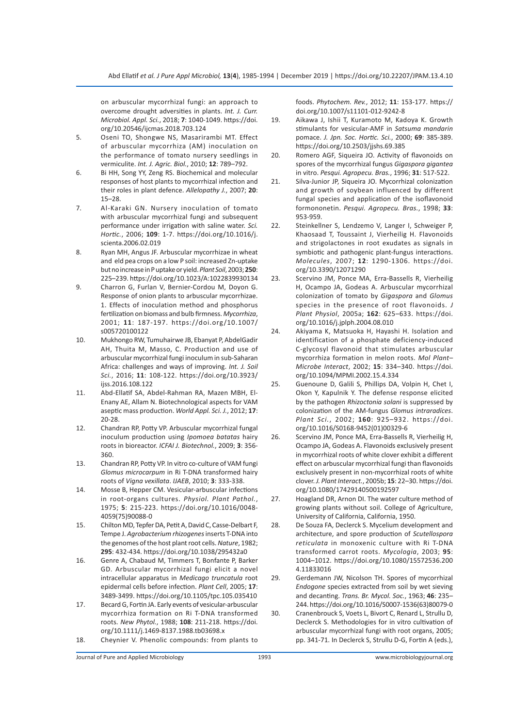on arbuscular mycorrhizal fungi: an approach to overcome drought adversities in plants. *Int. J. Curr. Microbiol. Appl. Sci.*, 2018; **7**: 1040-1049. https://doi.org/10.20546/ijcmas.2018.703.124

5. Oseni TO, Shongwe NS, Masarirambi MT. Effect of arbuscular mycorrhiza (AM) inoculation on the performance of tomato nursery seedlings in vermiculite. *Int. J. Agric. Biol.*, 2010; **12**: 789–792.
6. Bi HH, Song YY, Zeng RS. Biochemical and molecular responses of host plants to mycorrhizal infection and their roles in plant defence. *Allelopathy J.*, 2007; **20**: 15–28.
7. Al-Karaki GN. Nursery inoculation of tomato with arbuscular mycorrhizal fungi and subsequent performance under irrigation with saline water. *Sci. Hortic.*, 2006; **109**: 1-7. https://doi.org/10.1016/j.scienta.2006.02.019
8. Ryan MH, Angus JF. Arbuscular mycorrhizae in wheat and eld pea crops on a low P soil: increased Zn-uptake but no increase in P uptake or yield. *Plant Soil*, 2003; **250**: 225–239. https://doi.org/10.1023/A:1022839930134
9. Charron G, Furlan V, Bernier-Cordou M, Doyon G. Response of onion plants to arbuscular mycorrhizae. 1. Effects of inoculation method and phosphorus fertilization on biomass and bulb firmness. *Mycorrhiza*, 2001; **11**: 187-197. https://doi.org/10.1007/s005720100122
10. Mukhongo RW, Tumuhairwe JB, Ebanyat P, AbdelGadir AH, Thuita M, Masso, C. Production and use of arbuscular mycorrhizal fungi inoculum in sub-Saharan Africa: challenges and ways of improving. *Int. J. Soil Sci.*, 2016; **11**: 108-122. https://doi.org/10.3923/ijss.2016.108.122
11. Abd-Ellatif SA, Abdel-Rahman RA, Mazen MBH, El-Enany AE, Allam N. Biotechnological aspects for VAM aseptic mass production. *World Appl. Sci. J.*, 2012; **17**: 20-28.
12. Chandran RP, Potty VP. Arbuscular mycorrhizal fungal inoculum production using *Ipomoea batatas* hairy roots in bioreactor. *ICFAI J. Biotechnol.*, 2009; **3**: 356-360.
13. Chandran RP, Potty VP. In vitro co-culture of VAM fungi *Glomus microcarpum* in Ri T-DNA transformed hairy roots of *Vigna vexillata*. *IJAEB*, 2010; **3**: 333-338.
14. Mosse B, Hepper CM. Vesicular-arbuscular infections in root-organs cultures. *Physiol. Plant Pathol.*, 1975; **5**: 215-223. https://doi.org/10.1016/0048-4059(75)90088-0
15. Chilton MD, Tepfer DA, Petit A, David C, Casse-Delbart F, Tempe J. *Agrobacterium rhizogenes* inserts T-DNA into the genomes of the host plant root cells. *Nature*, 1982; **295**: 432-434. https://doi.org/10.1038/295432a0
16. Genre A, Chabaud M, Timmers T, Bonfante P, Barker GD. Arbuscular mycorrhizal fungi elicit a novel intracellular apparatus in *Medicago truncatula* root epidermal cells before infection. *Plant Cell*, 2005; **17**: 3489-3499. https://doi.org/10.1105/tpc.105.035410
17. Becard G, Fortin JA. Early events of vesicular-arbuscular mycorrhiza formation on Ri T-DNA transformed roots. *New Phytol.*, 1988; **108**: 211-218. https://doi.org/10.1111/j.1469-8137.1988.tb03698.x
18. Cheynier V. Phenolic compounds: from plants to foods. *Phytochem. Rev.*, 2012; **11**: 153-177. https://doi.org/10.1007/s11101-012-9242-8
19. Aikawa J, Ishii T, Kuramoto M, Kadoya K. Growth stimulants for vesicular-AMF in *Satsuma mandarin* pomace. *J. Jpn. Soc. Hortic. Sci.*, 2000; **69**: 385-389. https://doi.org/10.2503/jjshs.69.385
20. Romero AGF, Siqueira JO. Activity of flavonoids on spores of the mycorrhizal fungus *Gigaspora gigantea* in vitro. *Pesqui. Agropecu. Bras.*, 1996; **31**: 517-522.
21. Silva-Junior JP, Siqueira JO. Mycorrhizal colonization and growth of soybean influenced by different fungal species and application of the isoflavonoid formononetin. *Pesqui. Agropecu. Bras.*, 1998; **33**: 953-959.
22. Steinkellner S, Lendzemo V, Langer I, Schweiger P, Khaosaad T, Toussaint J, Vierheilig H. Flavonoids and strigolactones in root exudates as signals in symbiotic and pathogenic plant-fungus interactions. *Molecules*, 2007; **12**: 1290-1306. https://doi.org/10.3390/12071290
23. Scervino JM, Ponce MA, Erra-Bassells R, Vierheilig H, Ocampo JA, Godeas A. Arbuscular mycorrhizal colonization of tomato by *Gigaspora* and *Glomus* species in the presence of root flavonoids. *J Plant Physiol*, 2005a; **162**: 625–633. https://doi.org/10.1016/j.jplph.2004.08.010
24. Akiyama K, Matsuoka H, Hayashi H. Isolation and identification of a phosphate deficiency-induced C-glycosyl flavonoid that stimulates arbuscular mycorrhiza formation in melon roots. *Mol Plant–Microbe Interact*, 2002; **15**: 334–340. https://doi.org/10.1094/MPMI.2002.15.4.334
25. Guenoune D, Galili S, Phillips DA, Volpin H, Chet I, Okon Y, Kapulnik Y. The defense response elicited by the pathogen *Rhizoctonia solani* is suppressed by colonization of the AM-fungus *Glomus intraradices*. *Plant Sci.*, 2002; **160**: 925–932. https://doi.org/10.1016/S0168-9452(01)00329-6
26. Scervino JM, Ponce MA, Erra-Bassells R, Vierheilig H, Ocampo JA, Godeas A. Flavonoids exclusively present in mycorrhizal roots of white clover exhibit a different effect on arbuscular mycorrhizal fungi than flavonoids exclusively present in non-mycorrhizal roots of white clover. *J. Plant Interact.*, 2005b; **15**: 22–30. https://doi.org/10.1080/17429140500192597
27. Hoagland DR, Arnon DI. The water culture method of growing plants without soil. College of Agriculture, University of California, California, 1950.
28. De Souza FA, Declerck S. Mycelium development and architecture, and spore production of *Scutellospora reticulata* in monoxenic culture with Ri T-DNA transformed carrot roots. *Mycologia*, 2003; **95**: 1004–1012. https://doi.org/10.1080/15572536.2004.11833016
29. Gerdemann JW, Nicolson TH. Spores of mycorrhizal *Endogone* species extracted from soil by wet sieving and decanting. *Trans. Br. Mycol. Soc.*, 1963; **46**: 235–244. https://doi.org/10.1016/S0007-1536(63)80079-0
30. Cranenbrouck S, Voets L, Bivort C, Renard L, Strullu D, Declerck S. Methodologies for in vitro cultivation of arbuscular mycorrhizal fungi with root organs, 2005; pp. 341-71. In Declerck S, Strullu D-G, Fortin A (eds.),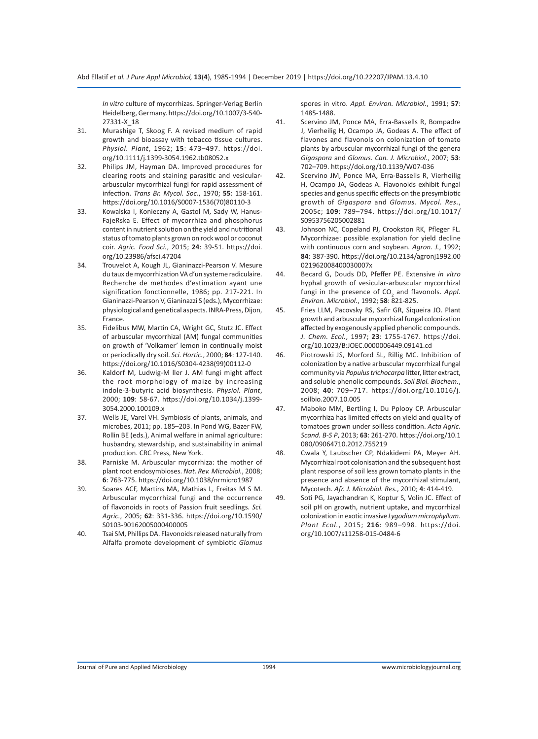*In vitro* culture of mycorrhizas. Springer-Verlag Berlin Heidelberg, Germany. https://doi.org/10.1007/3-540-27331-X_18

31. Murashige T, Skoog F. A revised medium of rapid growth and bioassay with tobacco tissue cultures. *Physiol. Plant*, 1962; **15**: 473–497. https://doi.org/10.1111/j.1399-3054.1962.tb08052.x
32. Philips JM, Hayman DA. Improved procedures for clearing roots and staining parasitic and vesicular-arbuscular mycorrhizal fungi for rapid assessment of infection. *Trans Br. Mycol. Soc.*, 1970; **55**: 158-161. https://doi.org/10.1016/S0007-1536(70)80110-3
33. Kowalska I, Konieczny A, Gastol M, Sady W, Hanus-FajeRska E. Effect of mycorrhiza and phosphorus content in nutrient solution on the yield and nutritional status of tomato plants grown on rock wool or coconut coir. *Agric. Food Sci.*, 2015; **24**: 39-51. https://doi.org/10.23986/afsci.47204
34. Trouvelot A, Kough JL, Gianinazzi-Pearson V. Mesure du taux de mycorrhization VA d'un systeme radiculaire. Recherche de methodes d'estimation ayant une signification fonctionnelle, 1986; pp. 217-221. In Gianinazzi-Pearson V, Gianinazzi S (eds.), Mycorrhizae: physiological and genetical aspects. INRA-Press, Dijon, France.
35. Fidelibus MW, Martin CA, Wright GC, Stutz JC. Effect of arbuscular mycorrhizal (AM) fungal communities on growth of 'Volkamer' lemon in continually moist or periodically dry soil. *Sci. Hortic.*, 2000; **84**: 127-140. https://doi.org/10.1016/S0304-4238(99)00112-0
36. Kaldorf M, Ludwig-M ller J. AM fungi might affect the root morphology of maize by increasing indole-3-butyric acid biosynthesis. *Physiol. Plant*, 2000; **109**: 58-67. https://doi.org/10.1034/j.1399-3054.2000.100109.x
37. Wells JE, Varel VH. Symbiosis of plants, animals, and microbes, 2011; pp. 185–203. In Pond WG, Bazer FW, Rollin BE (eds.), Animal welfare in animal agriculture: husbandry, stewardship, and sustainability in animal production. CRC Press, New York.
38. Parniske M. Arbuscular mycorrhiza: the mother of plant root endosymbioses. *Nat. Rev. Microbiol.*, 2008; **6**: 763-775. https://doi.org/10.1038/nrmicro1987
39. Soares ACF, Martins MA, Mathias L, Freitas M S M. Arbuscular mycorrhizal fungi and the occurrence of flavonoids in roots of Passion fruit seedlings. *Sci. Agric.*, 2005; **62**: 331-336. https://doi.org/10.1590/S0103-90162005000400005
40. Tsai SM, Phillips DA. Flavonoids released naturally from Alfalfa promote development of symbiotic *Glomus* spores in vitro. *Appl. Environ. Microbiol.*, 1991; **57**: 1485-1488.
41. Scervino JM, Ponce MA, Erra-Bassells R, Bompadre J, Vierheilig H, Ocampo JA, Godeas A. The effect of flavones and flavonols on colonization of tomato plants by arbuscular mycorrhizal fungi of the genera *Gigaspora* and *Glomus*. *Can. J. Microbiol.*, 2007; **53**: 702–709. https://doi.org/10.1139/W07-036
42. Scervino JM, Ponce MA, Erra-Bassells R, Vierheilig H, Ocampo JA, Godeas A. Flavonoids exhibit fungal species and genus specific effects on the presymbiotic growth of *Gigaspora* and *Glomus*. *Mycol. Res.*, 2005c; **109**: 789–794. https://doi.org/10.1017/S0953756205002881
43. Johnson NC, Copeland PJ, Crookston RK, Pfleger FL. Mycorrhizae: possible explanation for yield decline with continuous corn and soybean. *Agron. J.*, 1992; **84**: 387-390. https://doi.org/10.2134/agronj1992.00021962008400030007x
44. Becard G, Douds DD, Pfeffer PE. Extensive *in vitro* hyphal growth of vesicular-arbuscular mycorrhizal fungi in the presence of $CO_2$ and flavonols. *Appl. Environ. Microbiol.*, 1992; **58**: 821-825.
45. Fries LLM, Pacovsky RS, Safir GR, Siqueira JO. Plant growth and arbuscular mycorrhizal fungal colonization affected by exogenously applied phenolic compounds. *J. Chem. Ecol.*, 1997; **23**: 1755-1767. https://doi.org/10.1023/B:JOEC.0000006449.09141.cd
46. Piotrowski JS, Morford SL, Rillig MC. Inhibition of colonization by a native arbuscular mycorrhizal fungal community via *Populus trichocarpa* litter, litter extract, and soluble phenolic compounds. *Soil Biol. Biochem.*, 2008; **40**: 709–717. https://doi.org/10.1016/j.soilbio.2007.10.005
47. Maboko MM, Bertling I, Du Pplooy CP. Arbuscular mycorrhiza has limited effects on yield and quality of tomatoes grown under soilless condition. *Acta Agric. Scand. B-S P*, 2013; **63**: 261-270. https://doi.org/10.1080/09064710.2012.755219
48. Cwala Y, Laubscher CP, Ndakidemi PA, Meyer AH. Mycorrhizal root colonisation and the subsequent host plant response of soil less grown tomato plants in the presence and absence of the mycorrhizal stimulant, Mycotech. *Afr. J. Microbiol. Res.*, 2010; **4**: 414-419.
49. Soti PG, Jayachandran K, Koptur S, Volin JC. Effect of soil pH on growth, nutrient uptake, and mycorrhizal colonization in exotic invasive *Lygodium microphyllum*. *Plant Ecol.*, 2015; **216**: 989–998. https://doi.org/10.1007/s11258-015-0484-6